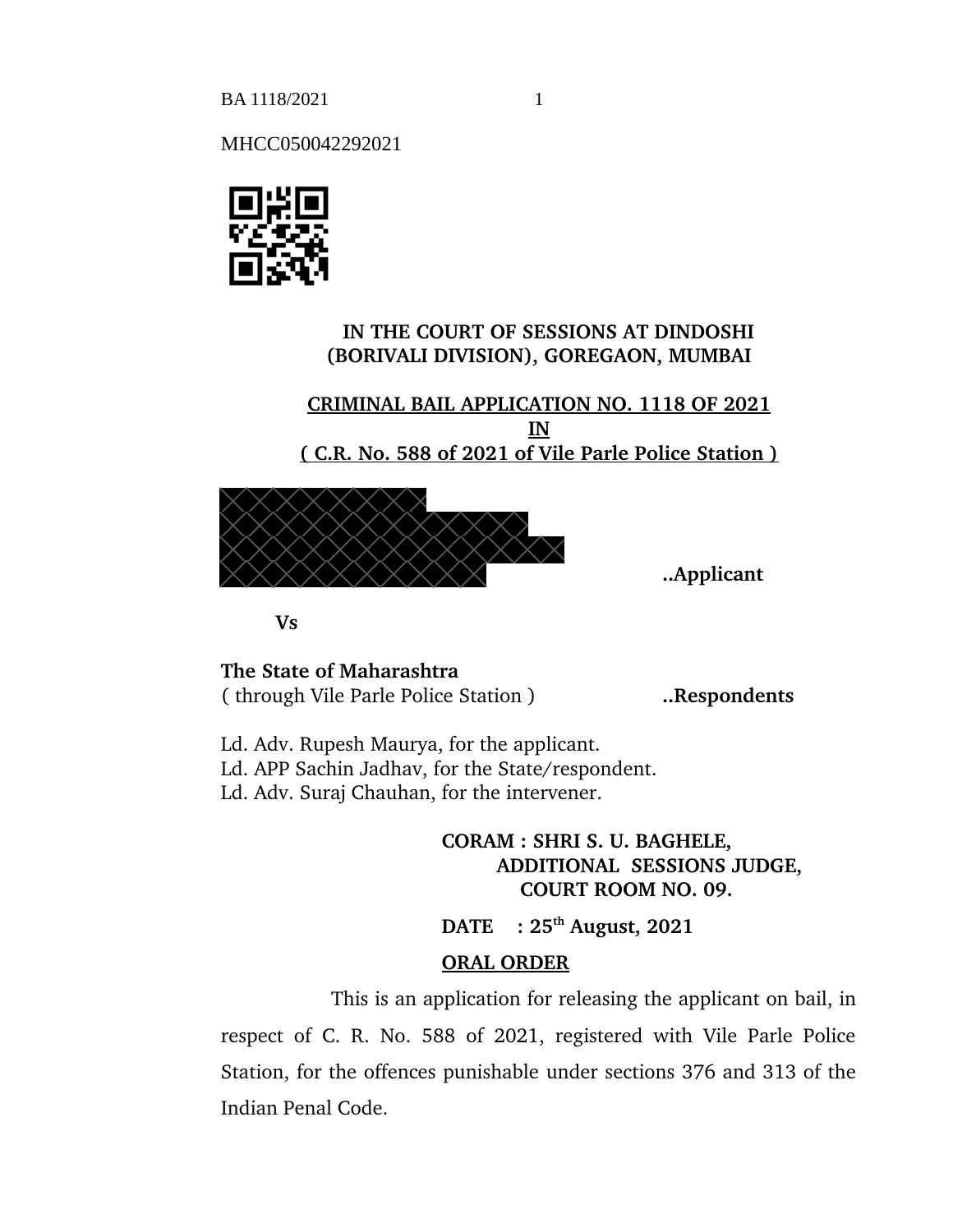MHCC050042292021

**IN THE COURT OF SESSIONS AT DINDOSHI (BORIVALI DIVISION), GOREGAON, MUMBAI**

**CRIMINAL BAIL APPLICATION NO. 1118 OF 2021**
**IN**
**( C.R. No. 588 of 2021 of Vile Parle Police Station )**

**..Applicant**

**Vs**

**The State of Maharashtra**
( through Vile Parle Police Station ) **..Respondents**

Ld. Adv. Rupesh Maurya, for the applicant.
Ld. APP Sachin Jadhav, for the State/respondent.
Ld. Adv. Suraj Chauhan, for the intervener.

**CORAM : SHRI S. U. BAGHELE,**
**ADDITIONAL SESSIONS JUDGE,**
**COURT ROOM NO. 09.**

**DATE : 25th August, 2021**

**ORAL ORDER**

This is an application for releasing the applicant on bail, in respect of C. R. No. 588 of 2021, registered with Vile Parle Police Station, for the offences punishable under sections 376 and 313 of the Indian Penal Code.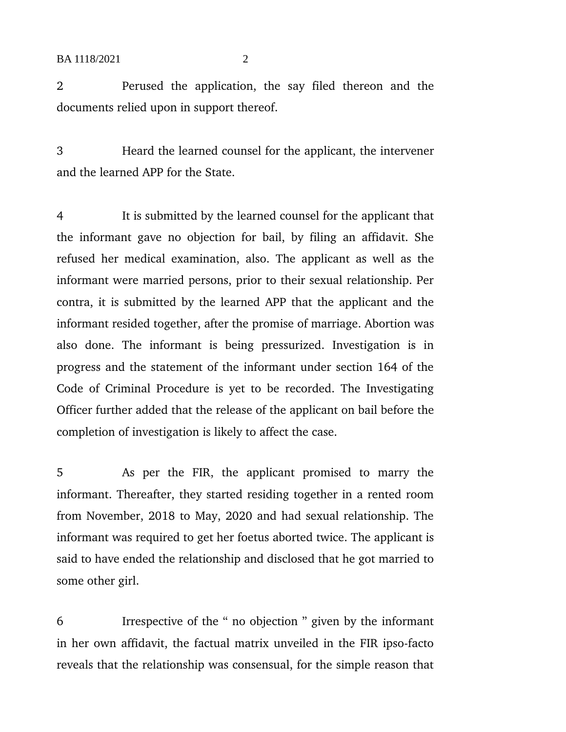2 Perused the application, the say filed thereon and the documents relied upon in support thereof.

3 Heard the learned counsel for the applicant, the intervener and the learned APP for the State.

4 It is submitted by the learned counsel for the applicant that the informant gave no objection for bail, by filing an affidavit. She refused her medical examination, also. The applicant as well as the informant were married persons, prior to their sexual relationship. Per contra, it is submitted by the learned APP that the applicant and the informant resided together, after the promise of marriage. Abortion was also done. The informant is being pressurized. Investigation is in progress and the statement of the informant under section 164 of the Code of Criminal Procedure is yet to be recorded. The Investigating Officer further added that the release of the applicant on bail before the completion of investigation is likely to affect the case.

5 As per the FIR, the applicant promised to marry the informant. Thereafter, they started residing together in a rented room from November, 2018 to May, 2020 and had sexual relationship. The informant was required to get her foetus aborted twice. The applicant is said to have ended the relationship and disclosed that he got married to some other girl.

6 Irrespective of the " no objection " given by the informant in her own affidavit, the factual matrix unveiled in the FIR ipso-facto reveals that the relationship was consensual, for the simple reason that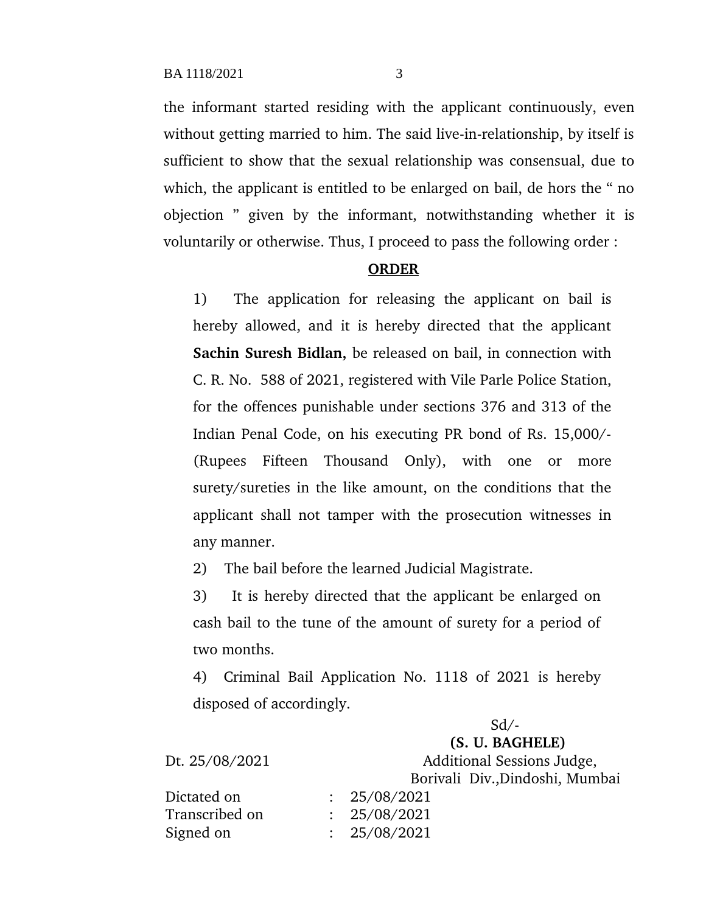the informant started residing with the applicant continuously, even without getting married to him. The said live-in-relationship, by itself is sufficient to show that the sexual relationship was consensual, due to which, the applicant is entitled to be enlarged on bail, de hors the " no objection " given by the informant, notwithstanding whether it is voluntarily or otherwise. Thus, I proceed to pass the following order :

## ORDER

1) The application for releasing the applicant on bail is hereby allowed, and it is hereby directed that the applicant **Sachin Suresh Bidlan,** be released on bail, in connection with C. R. No. 588 of 2021, registered with Vile Parle Police Station, for the offences punishable under sections 376 and 313 of the Indian Penal Code, on his executing PR bond of Rs. 15,000/- (Rupees Fifteen Thousand Only), with one or more surety/sureties in the like amount, on the conditions that the applicant shall not tamper with the prosecution witnesses in any manner.

2) The bail before the learned Judicial Magistrate.

3) It is hereby directed that the applicant be enlarged on cash bail to the tune of the amount of surety for a period of two months.

4) Criminal Bail Application No. 1118 of 2021 is hereby disposed of accordingly.

Sd/-
**(S. U. BAGHELE)**
Additional Sessions Judge,
Borivali Div.,Dindoshi, Mumbai

Dt. 25/08/2021

Dictated on : 25/08/2021
Transcribed on : 25/08/2021
Signed on : 25/08/2021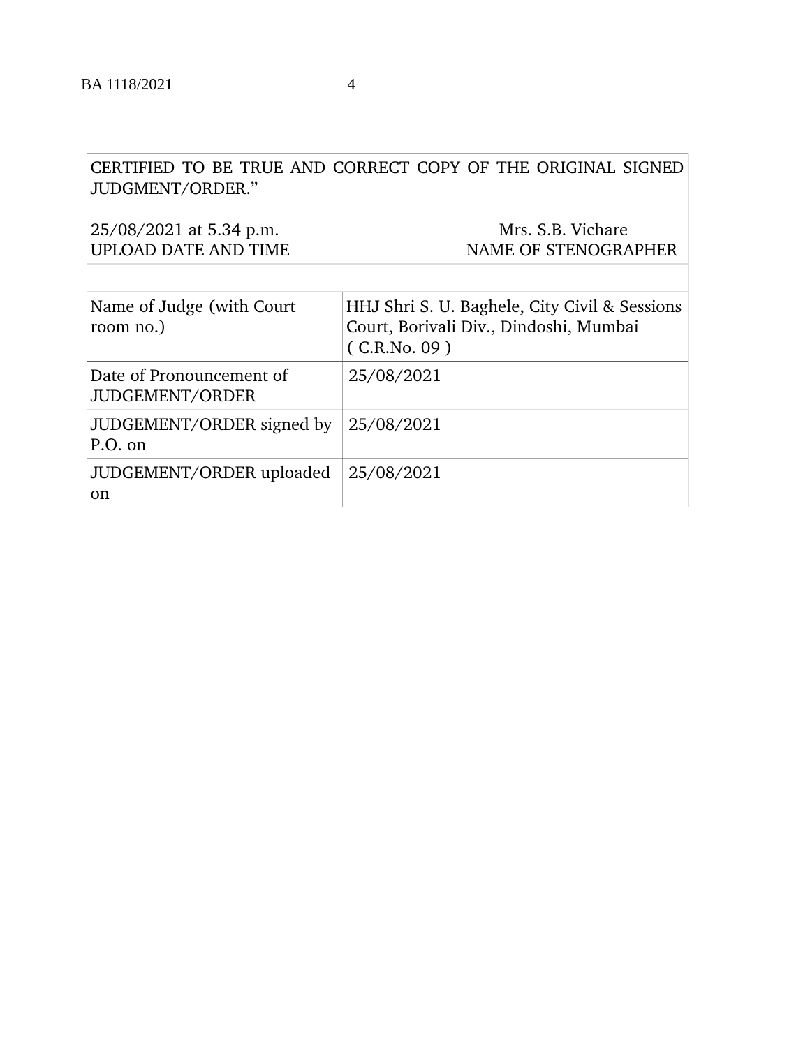CERTIFIED TO BE TRUE AND CORRECT COPY OF THE ORIGINAL SIGNED JUDGMENT/ORDER."

| | |
|---|---|
| 25/08/2021 at 5.34 p.m.<br>UPLOAD DATE AND TIME | Mrs. S.B. Vichare<br>NAME OF STENOGRAPHER |

| | |
|---|---|
| Name of Judge (with Court room no.) | HHJ Shri S. U. Baghele, City Civil & Sessions Court, Borivali Div., Dindoshi, Mumbai ( C.R.No. 09 ) |
| Date of Pronouncement of JUDGEMENT/ORDER | 25/08/2021 |
| JUDGEMENT/ORDER signed by P.O. on | 25/08/2021 |
| JUDGEMENT/ORDER uploaded on | 25/08/2021 |